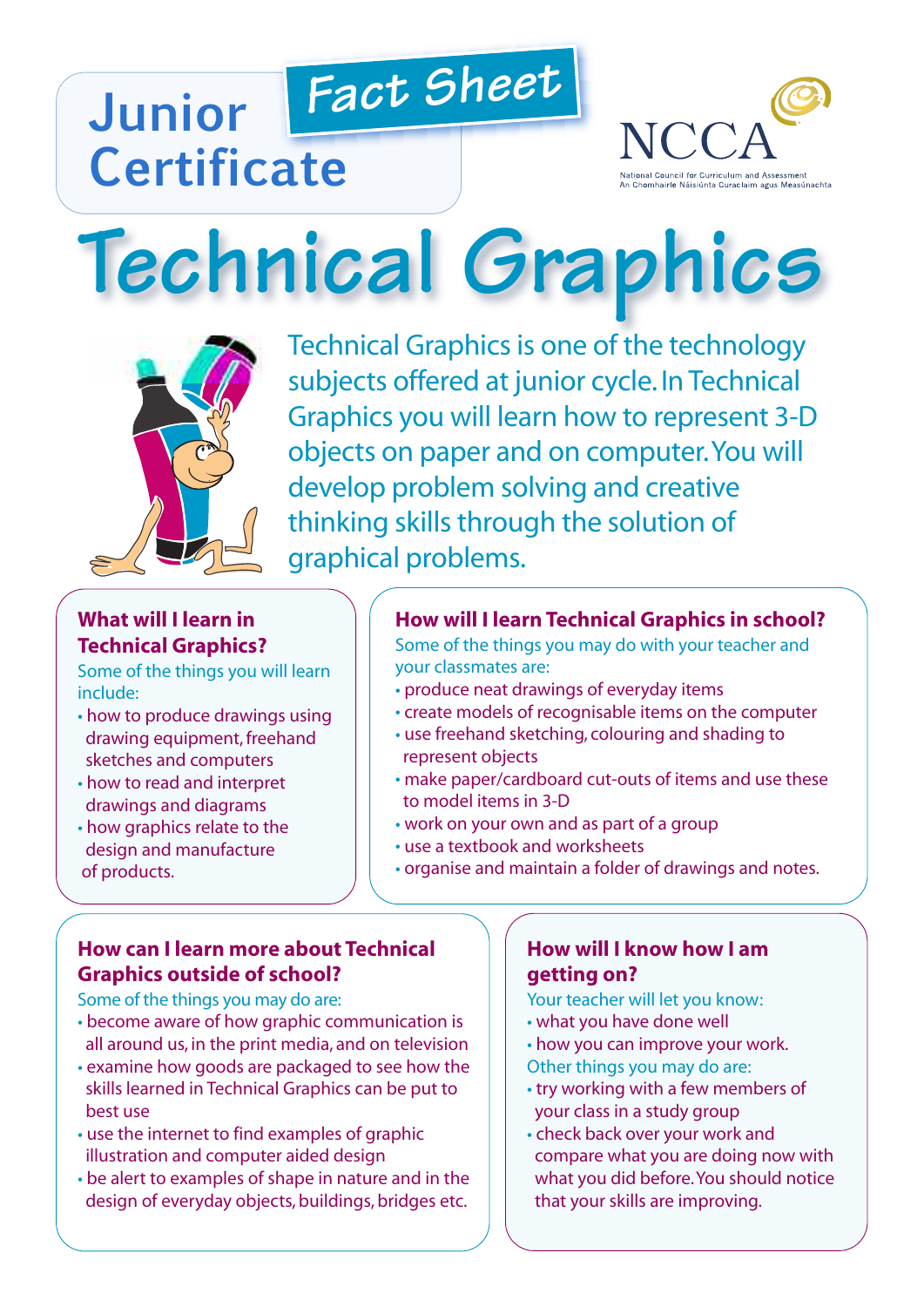Junior Certificate

Fact Sheet

NCCA

National Council for Curriculum and Assessment
An Chomhairle Náisiúnta Curaclaim agus Measúnachta

# Technical Graphics

Technical Graphics is one of the technology subjects offered at junior cycle. In Technical Graphics you will learn how to represent 3-D objects on paper and on computer. You will develop problem solving and creative thinking skills through the solution of graphical problems.

## What will I learn in Technical Graphics?

Some of the things you will learn include:

- how to produce drawings using drawing equipment, freehand sketches and computers
- how to read and interpret drawings and diagrams
- how graphics relate to the design and manufacture of products.

## How will I learn Technical Graphics in school?

Some of the things you may do with your teacher and your classmates are:

- produce neat drawings of everyday items
- create models of recognisable items on the computer
- use freehand sketching, colouring and shading to represent objects
- make paper/cardboard cut-outs of items and use these to model items in 3-D
- work on your own and as part of a group
- use a textbook and worksheets
- organise and maintain a folder of drawings and notes.

## How can I learn more about Technical Graphics outside of school?

Some of the things you may do are:

- become aware of how graphic communication is all around us, in the print media, and on television
- examine how goods are packaged to see how the skills learned in Technical Graphics can be put to best use
- use the internet to find examples of graphic illustration and computer aided design
- be alert to examples of shape in nature and in the design of everyday objects, buildings, bridges etc.

## How will I know how I am getting on?

Your teacher will let you know:

- what you have done well
- how you can improve your work.

Other things you may do are:

- try working with a few members of your class in a study group
- check back over your work and compare what you are doing now with what you did before. You should notice that your skills are improving.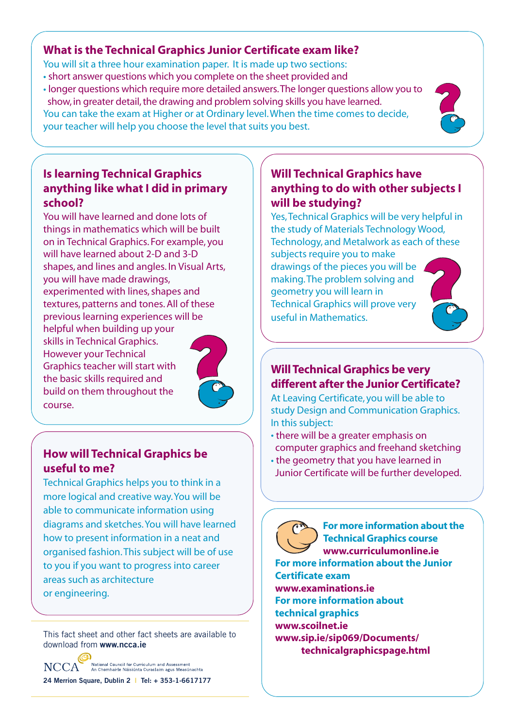## What is the Technical Graphics Junior Certificate exam like?

You will sit a three hour examination paper. It is made up two sections:

- short answer questions which you complete on the sheet provided and
- longer questions which require more detailed answers. The longer questions allow you to show, in greater detail, the drawing and problem solving skills you have learned.

You can take the exam at Higher or at Ordinary level. When the time comes to decide, your teacher will help you choose the level that suits you best.

## Is learning Technical Graphics anything like what I did in primary school?

You will have learned and done lots of things in mathematics which will be built on in Technical Graphics. For example, you will have learned about 2-D and 3-D shapes, and lines and angles. In Visual Arts, you will have made drawings, experimented with lines, shapes and textures, patterns and tones. All of these previous learning experiences will be helpful when building up your skills in Technical Graphics. However your Technical Graphics teacher will start with the basic skills required and build on them throughout the course.

## How will Technical Graphics be useful to me?

Technical Graphics helps you to think in a more logical and creative way. You will be able to communicate information using diagrams and sketches. You will have learned how to present information in a neat and organised fashion. This subject will be of use to you if you want to progress into career areas such as architecture or engineering.

## Will Technical Graphics have anything to do with other subjects I will be studying?

Yes, Technical Graphics will be very helpful in the study of Materials Technology Wood, Technology, and Metalwork as each of these subjects require you to make drawings of the pieces you will be making. The problem solving and geometry you will learn in Technical Graphics will prove very useful in Mathematics.

## Will Technical Graphics be very different after the Junior Certificate?

At Leaving Certificate, you will be able to study Design and Communication Graphics. In this subject:

- there will be a greater emphasis on computer graphics and freehand sketching
- the geometry that you have learned in Junior Certificate will be further developed.

**For more information about the Technical Graphics course**
**www.curriculumonline.ie**

**For more information about the Junior Certificate exam**
**www.examinations.ie**

**For more information about technical graphics**
**www.scoilnet.ie**
**www.sip.ie/sip069/Documents/technicalgraphicspage.html**

This fact sheet and other fact sheets are available to download from **www.ncca.ie**

NCCA National Council for Curriculum and Assessment
An Chomhairle Náisiúnta Curaclaim agus Measúnachta

**24 Merrion Square, Dublin 2 | Tel: + 353-1-6617177**